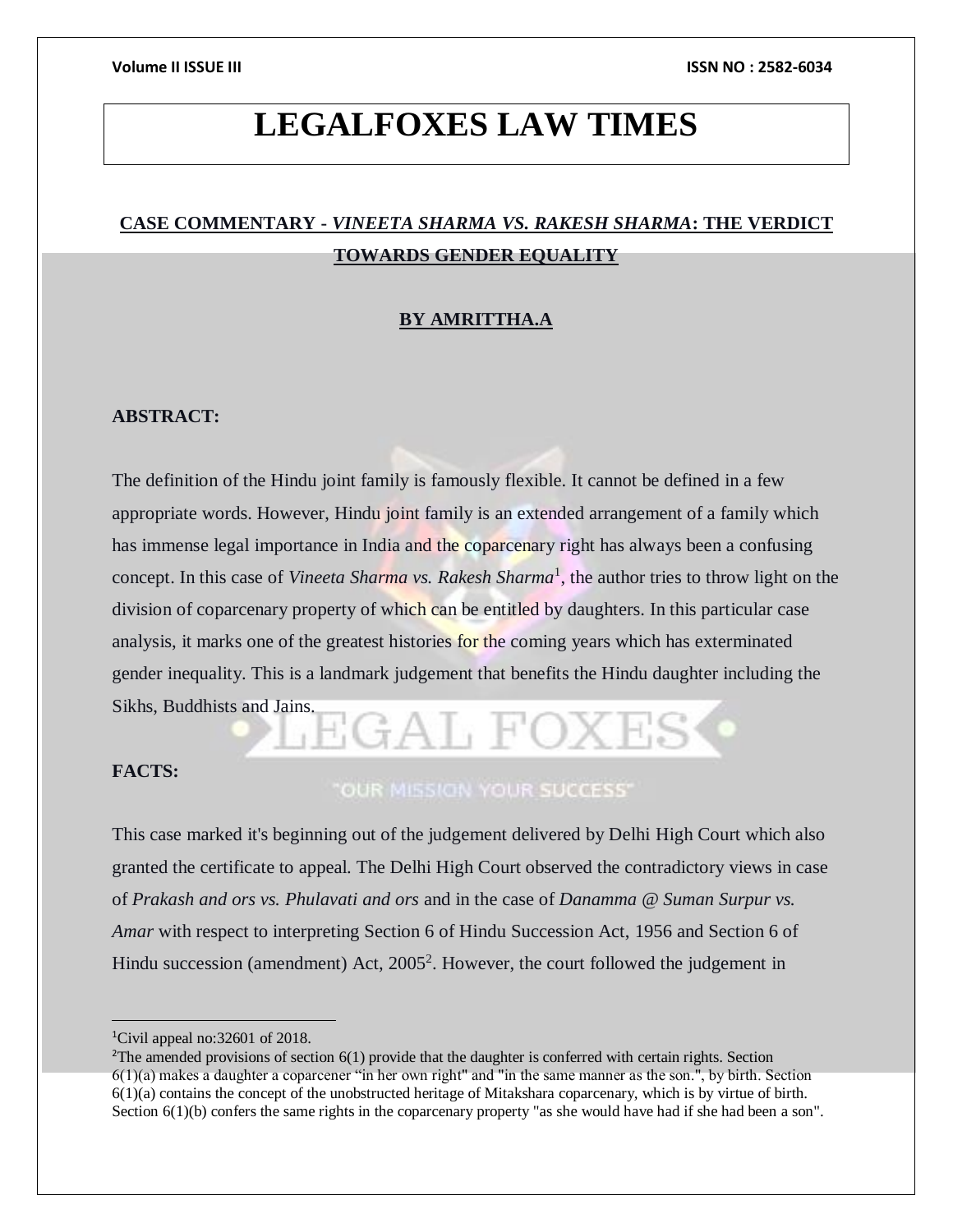# LEGALFOXES LAW TIMES

## CASE COMMENTARY - *VINEETA SHARMA VS. RAKESH SHARMA*: THE VERDICT TOWARDS GENDER EQUALITY

**BY AMRITTHA.A**

**ABSTRACT:**

The definition of the Hindu joint family is famously flexible. It cannot be defined in a few appropriate words. However, Hindu joint family is an extended arrangement of a family which has immense legal importance in India and the coparcenary right has always been a confusing concept. In this case of *Vineeta Sharma vs. Rakesh Sharma*[1], the author tries to throw light on the division of coparcenary property of which can be entitled by daughters. In this particular case analysis, it marks one of the greatest histories for the coming years which has exterminated gender inequality. This is a landmark judgement that benefits the Hindu daughter including the Sikhs, Buddhists and Jains.

**FACTS:**

This case marked it's beginning out of the judgement delivered by Delhi High Court which also granted the certificate to appeal. The Delhi High Court observed the contradictory views in case of *Prakash and ors vs. Phulavati and ors* and in the case of *Danamma @ Suman Surpur vs. Amar* with respect to interpreting Section 6 of Hindu Succession Act, 1956 and Section 6 of Hindu succession (amendment) Act, 2005[2]. However, the court followed the judgement in

---

[1] Civil appeal no:32601 of 2018.

[2] The amended provisions of section 6(1) provide that the daughter is conferred with certain rights. Section 6(1)(a) makes a daughter a coparcener "in her own right" and "in the same manner as the son.", by birth. Section 6(1)(a) contains the concept of the unobstructed heritage of Mitakshara coparcenary, which is by virtue of birth. Section 6(1)(b) confers the same rights in the coparcenary property "as she would have had if she had been a son".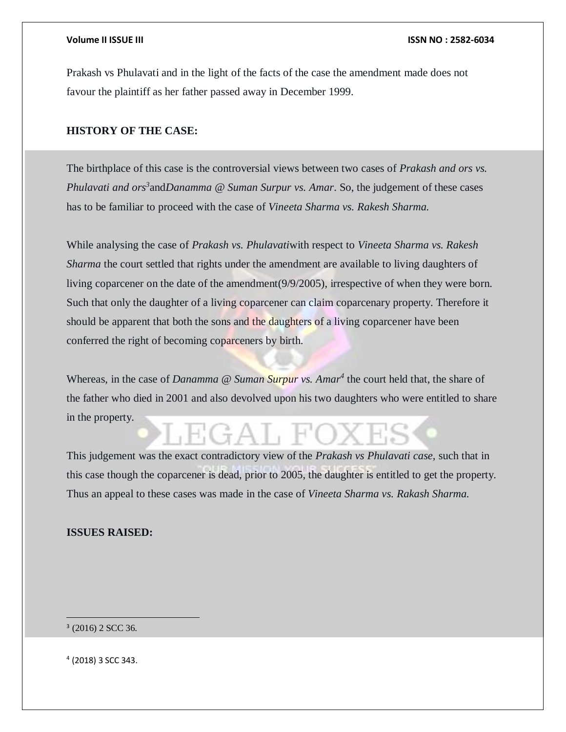Prakash vs Phulavati and in the light of the facts of the case the amendment made does not favour the plaintiff as her father passed away in December 1999.

**HISTORY OF THE CASE:**

The birthplace of this case is the controversial views between two cases of *Prakash and ors vs. Phulavati and ors*[3]and*Danamma @ Suman Surpur vs. Amar*. So, the judgement of these cases has to be familiar to proceed with the case of *Vineeta Sharma vs. Rakesh Sharma.*

While analysing the case of *Prakash vs. Phulavati*with respect to *Vineeta Sharma vs. Rakesh Sharma* the court settled that rights under the amendment are available to living daughters of living coparcener on the date of the amendment(9/9/2005), irrespective of when they were born. Such that only the daughter of a living coparcener can claim coparcenary property. Therefore it should be apparent that both the sons and the daughters of a living coparcener have been conferred the right of becoming coparceners by birth.

Whereas, in the case of *Danamma @ Suman Surpur vs. Amar*[4] the court held that, the share of the father who died in 2001 and also devolved upon his two daughters who were entitled to share in the property.

This judgement was the exact contradictory view of the *Prakash vs Phulavati case,* such that in this case though the coparcener is dead, prior to 2005, the daughter is entitled to get the property. Thus an appeal to these cases was made in the case of *Vineeta Sharma vs. Rakash Sharma.*

**ISSUES RAISED:**

---

[3] (2016) 2 SCC 36.

[4] (2018) 3 SCC 343.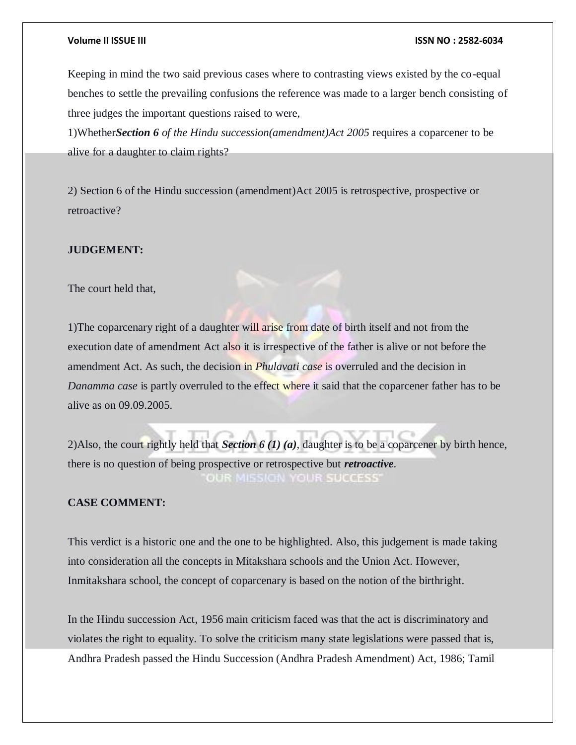Keeping in mind the two said previous cases where to contrasting views existed by the co-equal benches to settle the prevailing confusions the reference was made to a larger bench consisting of three judges the important questions raised to were,

1)Whether***Section 6** of the Hindu succession(amendment)Act 2005* requires a coparcener to be alive for a daughter to claim rights?

2) Section 6 of the Hindu succession (amendment)Act 2005 is retrospective, prospective or retroactive?

**JUDGEMENT:**

The court held that,

1)The coparcenary right of a daughter will arise from date of birth itself and not from the execution date of amendment Act also it is irrespective of the father is alive or not before the amendment Act. As such, the decision in *Phulavati case* is overruled and the decision in *Danamma case* is partly overruled to the effect where it said that the coparcener father has to be alive as on 09.09.2005.

2)Also, the court rightly held that ***Section 6 (1) (a)***, daughter is to be a coparcener by birth hence, there is no question of being prospective or retrospective but ***retroactive***.

**CASE COMMENT:**

This verdict is a historic one and the one to be highlighted. Also, this judgement is made taking into consideration all the concepts in Mitakshara schools and the Union Act. However, Inmitakshara school, the concept of coparcenary is based on the notion of the birthright.

In the Hindu succession Act, 1956 main criticism faced was that the act is discriminatory and violates the right to equality. To solve the criticism many state legislations were passed that is, Andhra Pradesh passed the Hindu Succession (Andhra Pradesh Amendment) Act, 1986; Tamil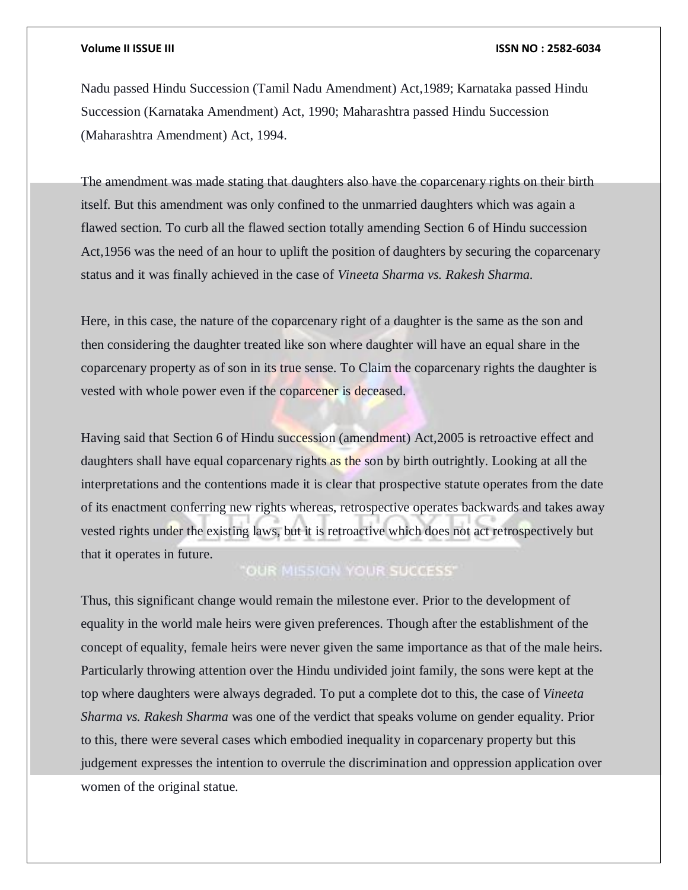Nadu passed Hindu Succession (Tamil Nadu Amendment) Act,1989; Karnataka passed Hindu Succession (Karnataka Amendment) Act, 1990; Maharashtra passed Hindu Succession (Maharashtra Amendment) Act, 1994.

The amendment was made stating that daughters also have the coparcenary rights on their birth itself. But this amendment was only confined to the unmarried daughters which was again a flawed section. To curb all the flawed section totally amending Section 6 of Hindu succession Act,1956 was the need of an hour to uplift the position of daughters by securing the coparcenary status and it was finally achieved in the case of *Vineeta Sharma vs. Rakesh Sharma.*

Here, in this case, the nature of the coparcenary right of a daughter is the same as the son and then considering the daughter treated like son where daughter will have an equal share in the coparcenary property as of son in its true sense. To Claim the coparcenary rights the daughter is vested with whole power even if the coparcener is deceased.

Having said that Section 6 of Hindu succession (amendment) Act,2005 is retroactive effect and daughters shall have equal coparcenary rights as the son by birth outrightly. Looking at all the interpretations and the contentions made it is clear that prospective statute operates from the date of its enactment conferring new rights whereas, retrospective operates backwards and takes away vested rights under the existing laws, but it is retroactive which does not act retrospectively but that it operates in future.

Thus, this significant change would remain the milestone ever. Prior to the development of equality in the world male heirs were given preferences. Though after the establishment of the concept of equality, female heirs were never given the same importance as that of the male heirs. Particularly throwing attention over the Hindu undivided joint family, the sons were kept at the top where daughters were always degraded. To put a complete dot to this, the case of *Vineeta Sharma vs. Rakesh Sharma* was one of the verdict that speaks volume on gender equality. Prior to this, there were several cases which embodied inequality in coparcenary property but this judgement expresses the intention to overrule the discrimination and oppression application over women of the original statue.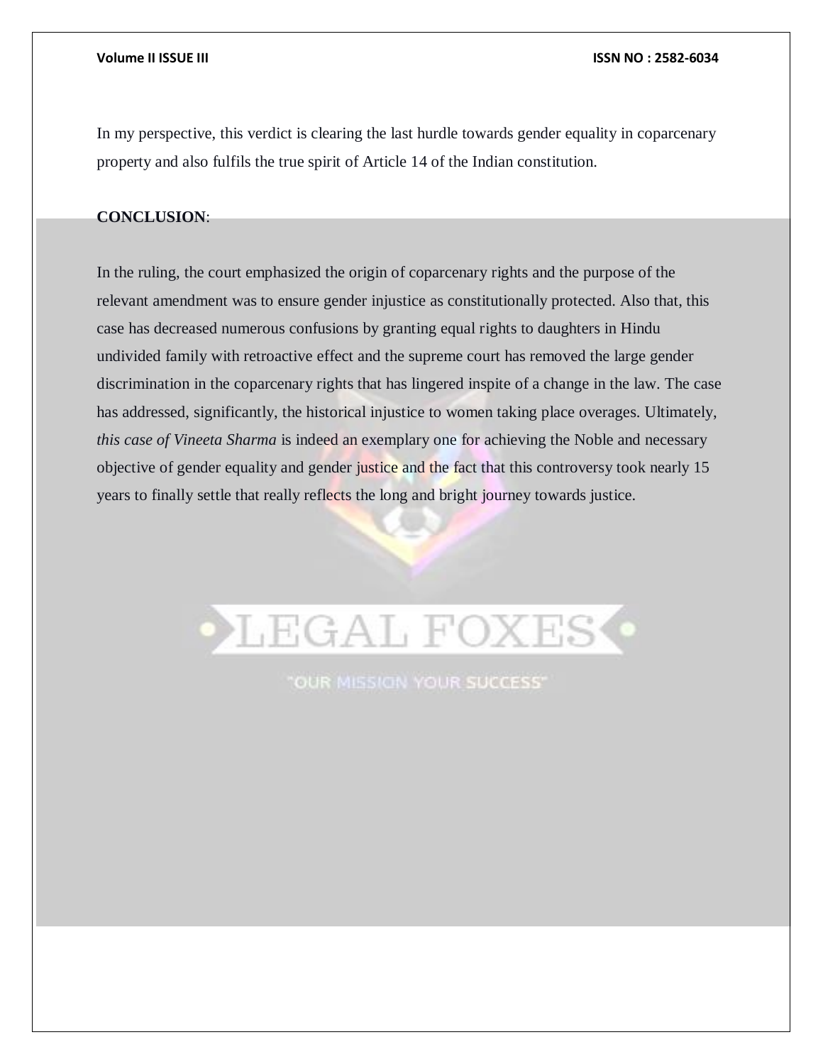In my perspective, this verdict is clearing the last hurdle towards gender equality in coparcenary property and also fulfils the true spirit of Article 14 of the Indian constitution.

**CONCLUSION**:

In the ruling, the court emphasized the origin of coparcenary rights and the purpose of the relevant amendment was to ensure gender injustice as constitutionally protected. Also that, this case has decreased numerous confusions by granting equal rights to daughters in Hindu undivided family with retroactive effect and the supreme court has removed the large gender discrimination in the coparcenary rights that has lingered inspite of a change in the law. The case has addressed, significantly, the historical injustice to women taking place overages. Ultimately, *this case of Vineeta Sharma* is indeed an exemplary one for achieving the Noble and necessary objective of gender equality and gender justice and the fact that this controversy took nearly 15 years to finally settle that really reflects the long and bright journey towards justice.